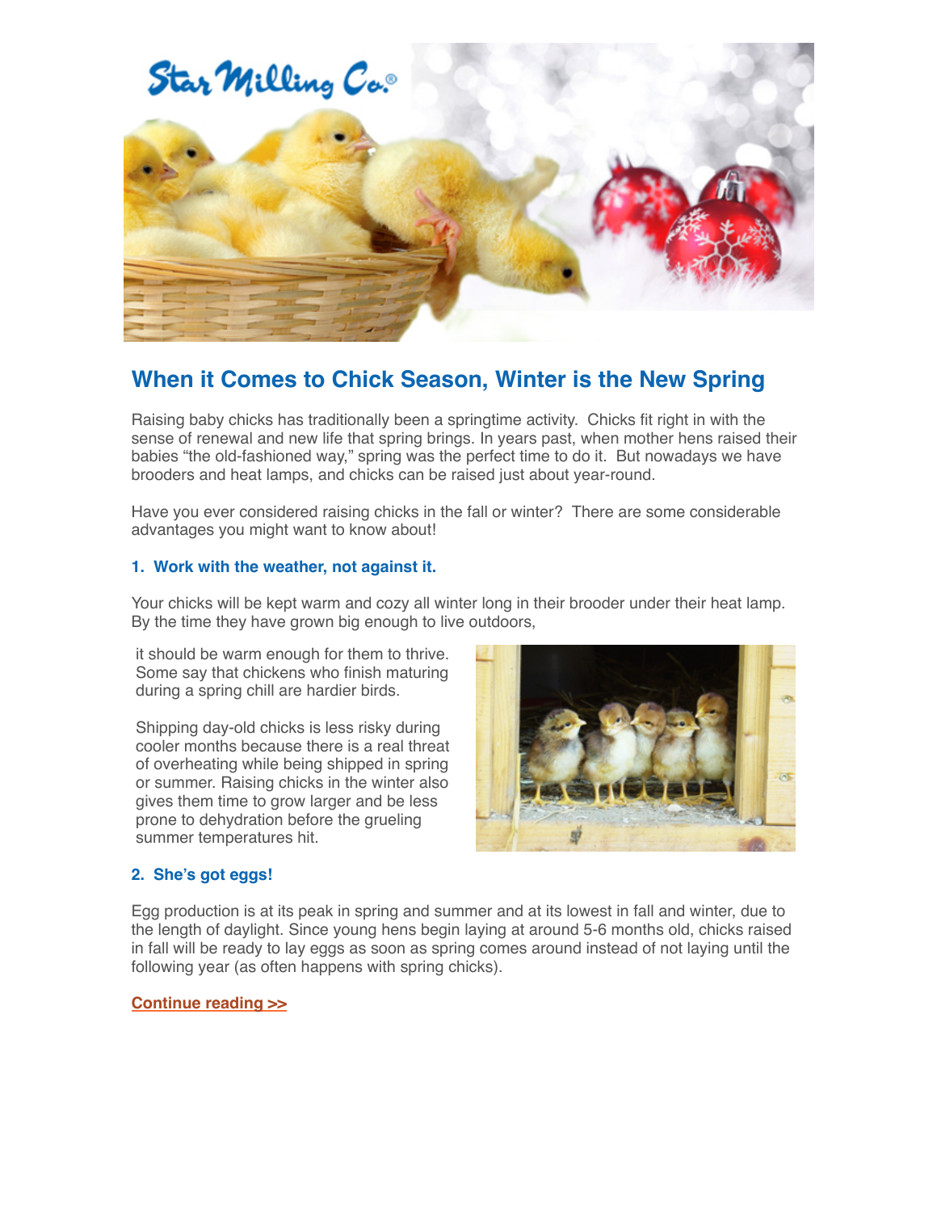# When it Comes to Chick Season, Winter is the New Spring

Raising baby chicks has traditionally been a springtime activity. Chicks fit right in with the sense of renewal and new life that spring brings. In years past, when mother hens raised their babies "the old-fashioned way," spring was the perfect time to do it. But nowadays we have brooders and heat lamps, and chicks can be raised just about year-round.

Have you ever considered raising chicks in the fall or winter? There are some considerable advantages you might want to know about!

### 1. Work with the weather, not against it.

Your chicks will be kept warm and cozy all winter long in their brooder under their heat lamp. By the time they have grown big enough to live outdoors, it should be warm enough for them to thrive. Some say that chickens who finish maturing during a spring chill are hardier birds.

Shipping day-old chicks is less risky during cooler months because there is a real threat of overheating while being shipped in spring or summer. Raising chicks in the winter also gives them time to grow larger and be less prone to dehydration before the grueling summer temperatures hit.

### 2. She's got eggs!

Egg production is at its peak in spring and summer and at its lowest in fall and winter, due to the length of daylight. Since young hens begin laying at around 5-6 months old, chicks raised in fall will be ready to lay eggs as soon as spring comes around instead of not laying until the following year (as often happens with spring chicks).

**Continue reading >>**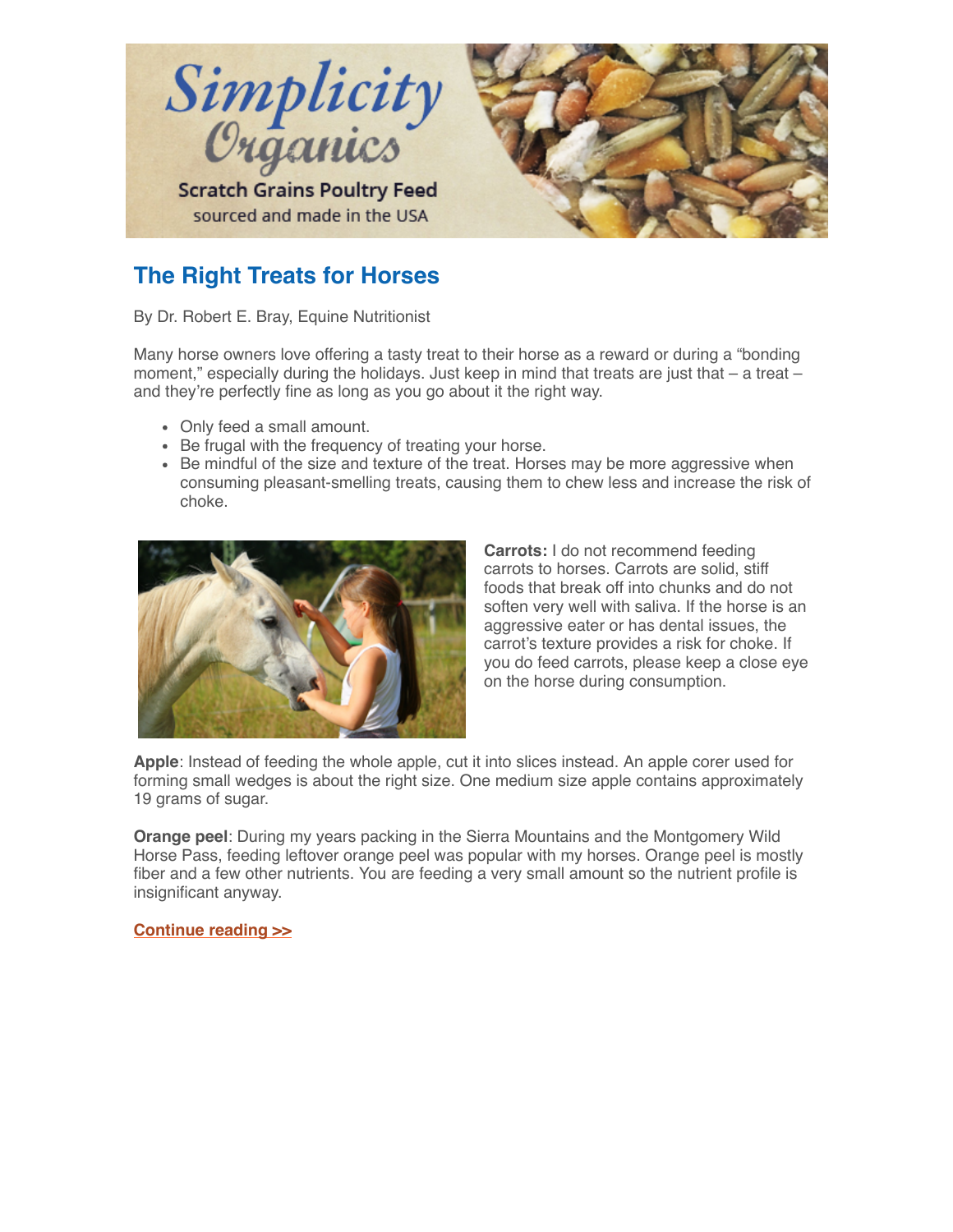## The Right Treats for Horses

By Dr. Robert E. Bray, Equine Nutritionist

Many horse owners love offering a tasty treat to their horse as a reward or during a "bonding moment," especially during the holidays. Just keep in mind that treats are just that – a treat – and they're perfectly fine as long as you go about it the right way.

- Only feed a small amount.
- Be frugal with the frequency of treating your horse.
- Be mindful of the size and texture of the treat. Horses may be more aggressive when consuming pleasant-smelling treats, causing them to chew less and increase the risk of choke.

**Carrots:** I do not recommend feeding carrots to horses. Carrots are solid, stiff foods that break off into chunks and do not soften very well with saliva. If the horse is an aggressive eater or has dental issues, the carrot's texture provides a risk for choke. If you do feed carrots, please keep a close eye on the horse during consumption.

**Apple**: Instead of feeding the whole apple, cut it into slices instead. An apple corer used for forming small wedges is about the right size. One medium size apple contains approximately 19 grams of sugar.

**Orange peel**: During my years packing in the Sierra Mountains and the Montgomery Wild Horse Pass, feeding leftover orange peel was popular with my horses. Orange peel is mostly fiber and a few other nutrients. You are feeding a very small amount so the nutrient profile is insignificant anyway.

**Continue reading >>**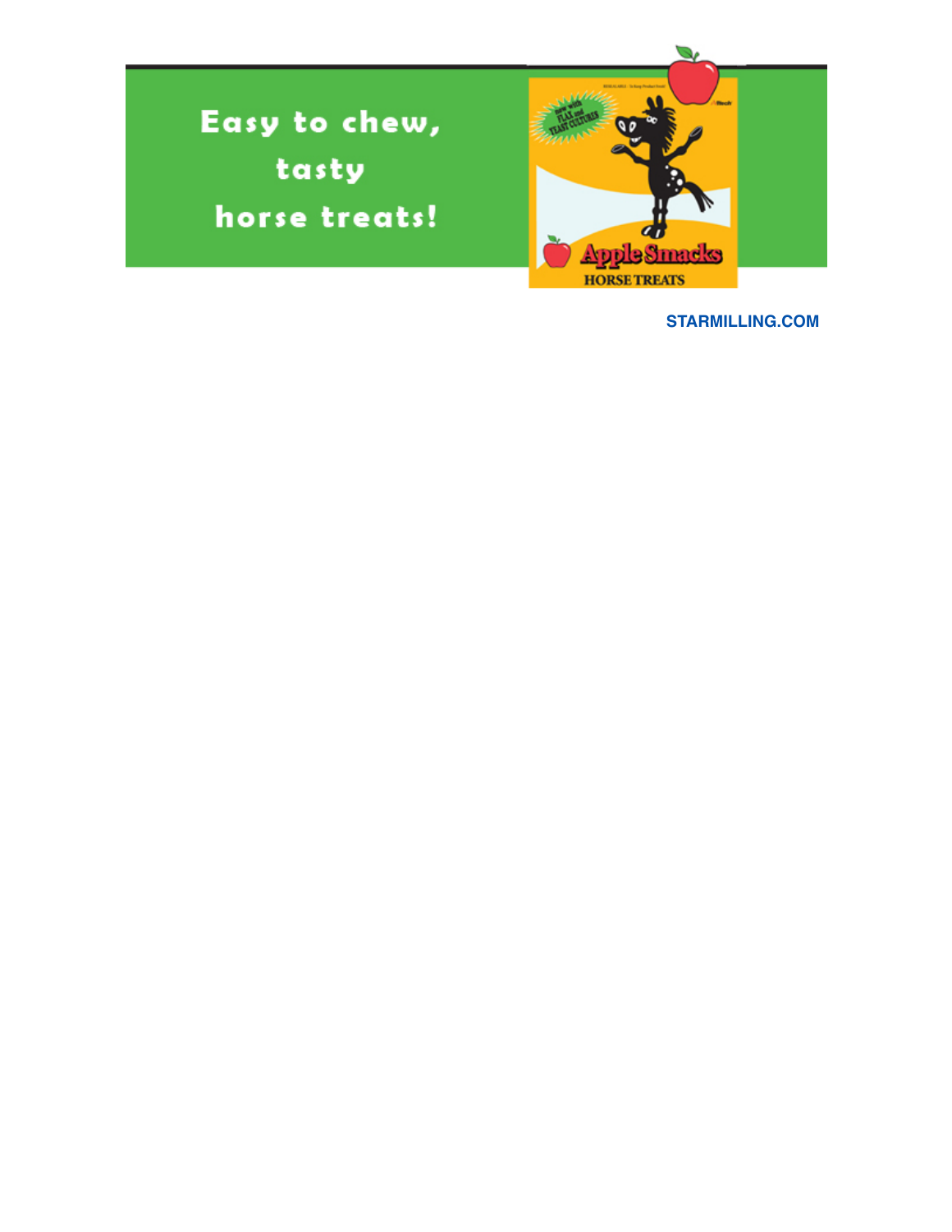Easy to chew, tasty horse treats!

Apple Smacks

HORSE TREATS

now with FLAX and YEAST CULTURES

STARMILLING.COM